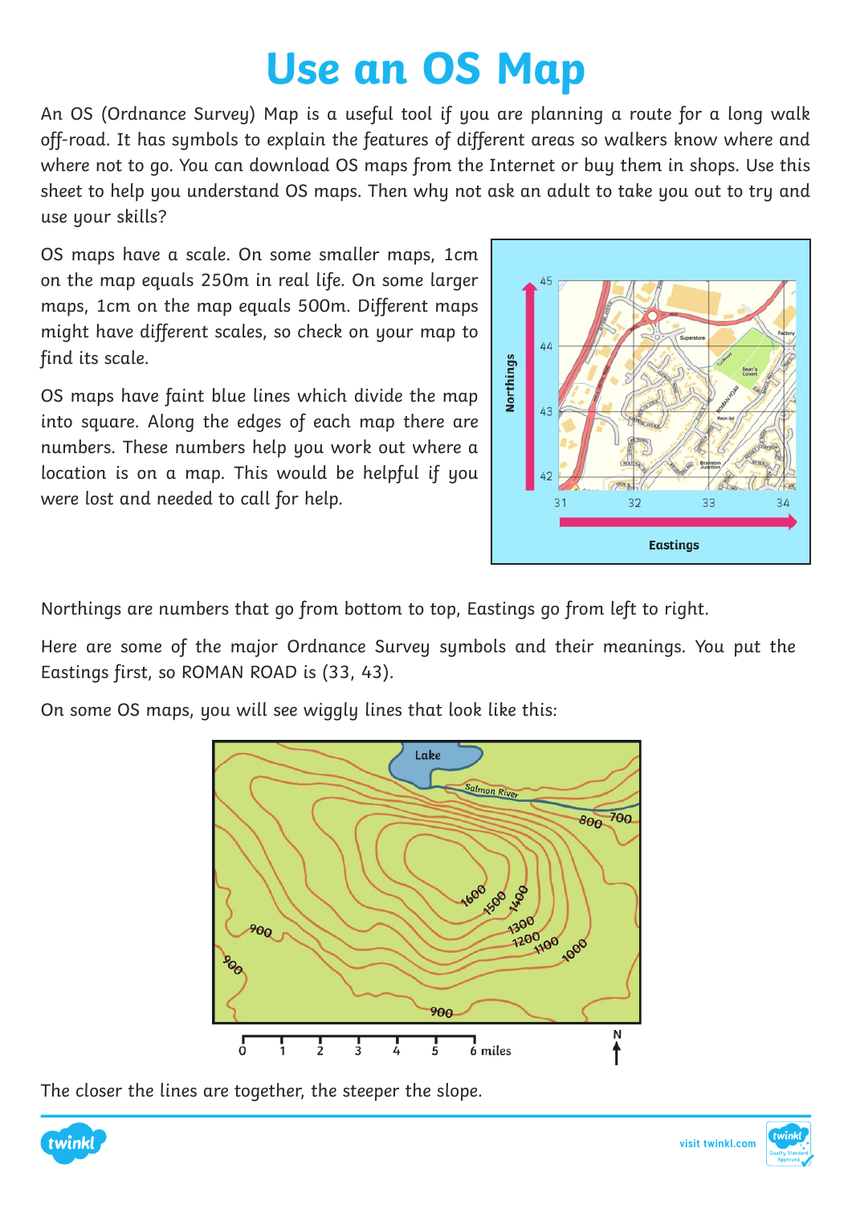# Use an OS Map

An OS (Ordnance Survey) Map is a useful tool if you are planning a route for a long walk off-road. It has symbols to explain the features of different areas so walkers know where and where not to go. You can download OS maps from the Internet or buy them in shops. Use this sheet to help you understand OS maps. Then why not ask an adult to take you out to try and use your skills?

OS maps have a scale. On some smaller maps, 1cm on the map equals 250m in real life. On some larger maps, 1cm on the map equals 500m. Different maps might have different scales, so check on your map to find its scale.

OS maps have faint blue lines which divide the map into square. Along the edges of each map there are numbers. These numbers help you work out where a location is on a map. This would be helpful if you were lost and needed to call for help.

Northings are numbers that go from bottom to top, Eastings go from left to right.

Here are some of the major Ordnance Survey symbols and their meanings. You put the Eastings first, so ROMAN ROAD is (33, 43).

On some OS maps, you will see wiggly lines that look like this:

The closer the lines are together, the steeper the slope.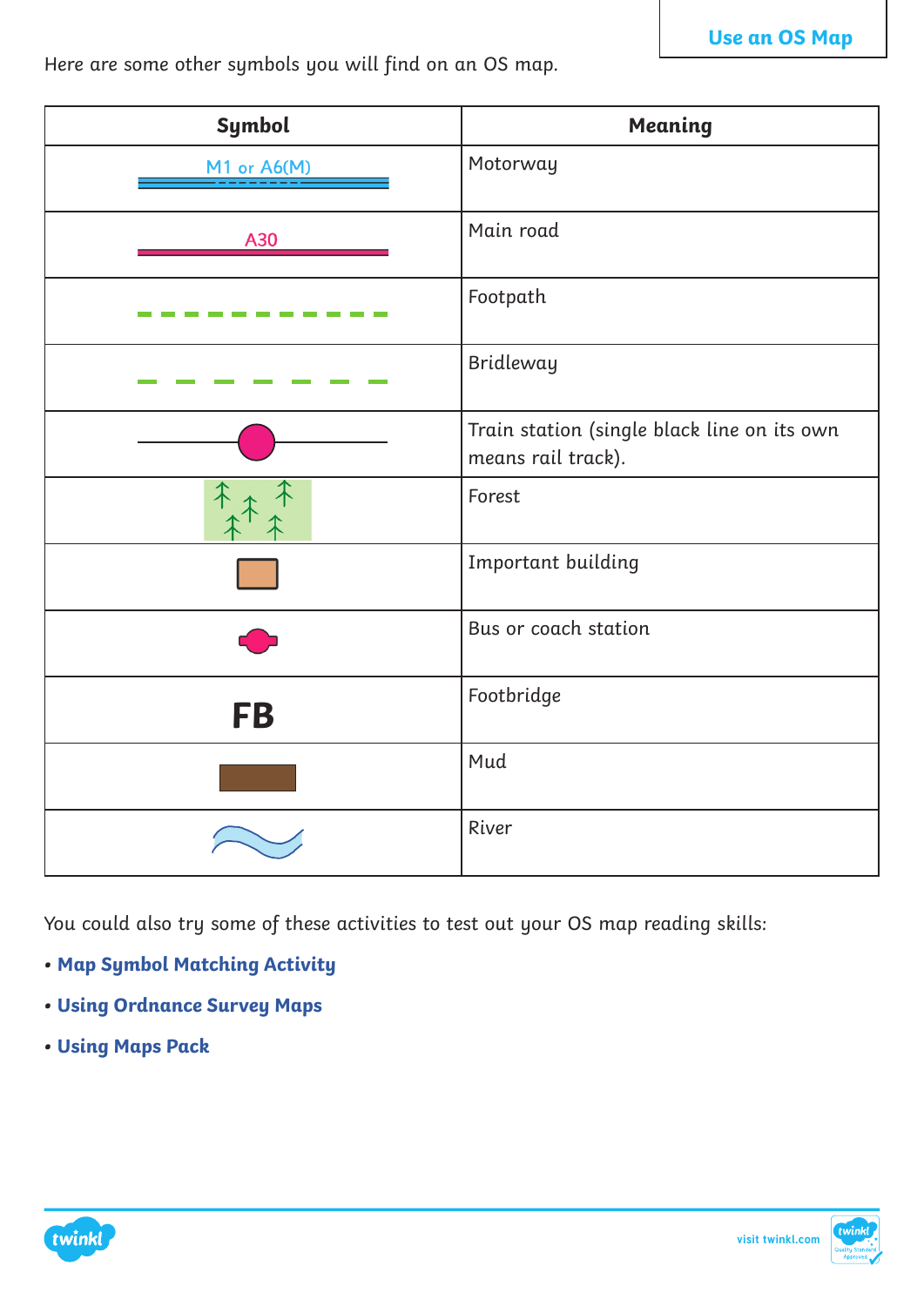Here are some other symbols you will find on an OS map.

| Symbol | Meaning |
|---|---|
| M1 or A6(M) | Motorway |
| A30 | Main road |
| | Footpath |
| | Bridleway |
| | Train station (single black line on its own means rail track). |
| | Forest |
| | Important building |
| | Bus or coach station |
| FB | Footbridge |
| | Mud |
| | River |

You could also try some of these activities to test out your OS map reading skills:

- **Map Symbol Matching Activity**
- **Using Ordnance Survey Maps**
- **Using Maps Pack**